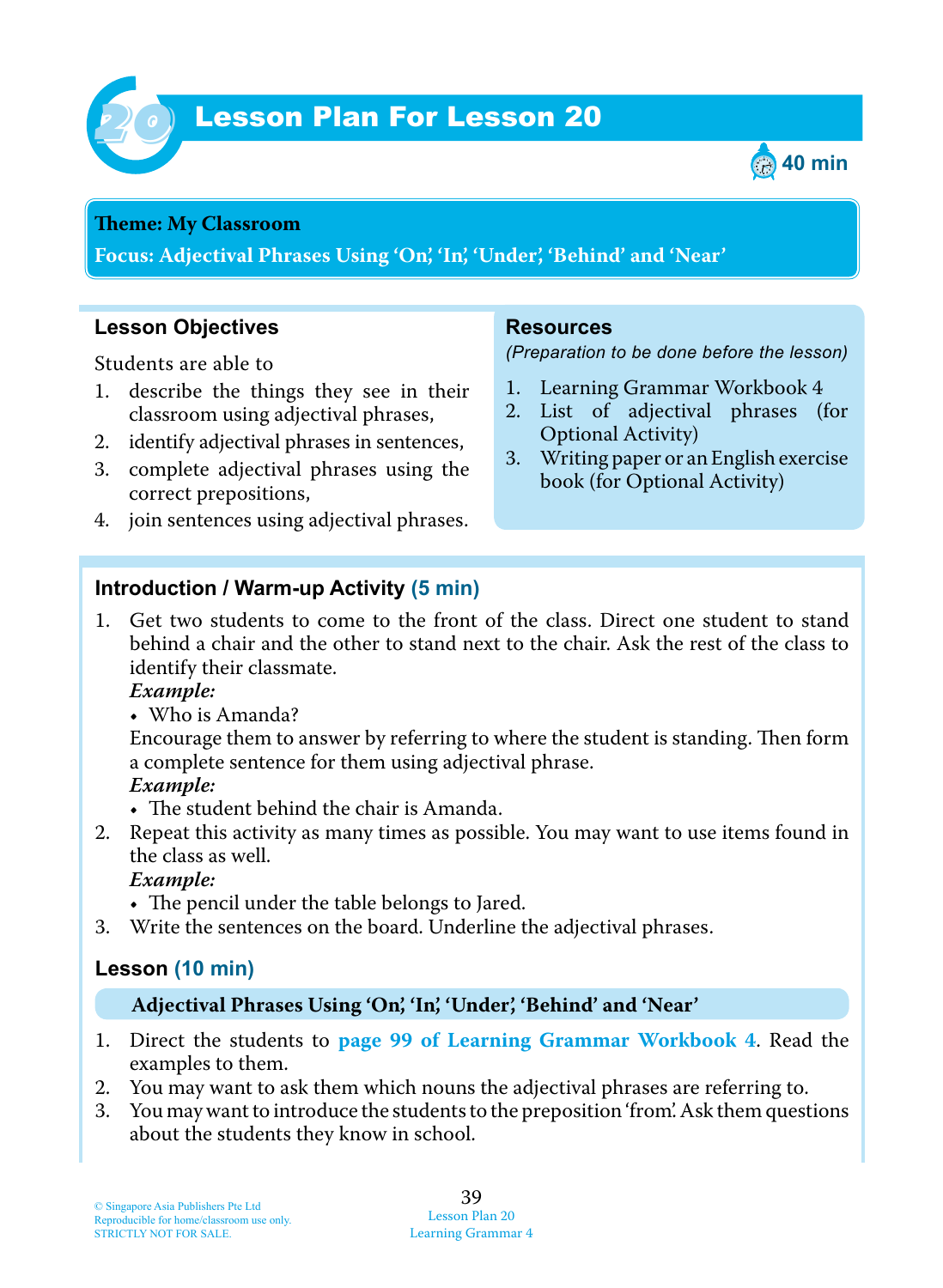# Lesson Plan For Lesson 20

40 min

**Theme: My Classroom**

**Focus: Adjectival Phrases Using 'On', 'In', 'Under', 'Behind' and 'Near'**

## Lesson Objectives

Students are able to

1. describe the things they see in their classroom using adjectival phrases,
2. identify adjectival phrases in sentences,
3. complete adjectival phrases using the correct prepositions,
4. join sentences using adjectival phrases.

## Resources

*(Preparation to be done before the lesson)*

1. Learning Grammar Workbook 4
2. List of adjectival phrases (for Optional Activity)
3. Writing paper or an English exercise book (for Optional Activity)

## Introduction / Warm-up Activity (5 min)

1. Get two students to come to the front of the class. Direct one student to stand behind a chair and the other to stand next to the chair. Ask the rest of the class to identify their classmate.
   ***Example:***
   - Who is Amanda?

   Encourage them to answer by referring to where the student is standing. Then form a complete sentence for them using adjectival phrase.
   ***Example:***
   - The student behind the chair is Amanda.
2. Repeat this activity as many times as possible. You may want to use items found in the class as well.
   ***Example:***
   - The pencil under the table belongs to Jared.
3. Write the sentences on the board. Underline the adjectival phrases.

## Lesson (10 min)

**Adjectival Phrases Using 'On', 'In', 'Under', 'Behind' and 'Near'**

1. Direct the students to **page 99 of Learning Grammar Workbook 4**. Read the examples to them.
2. You may want to ask them which nouns the adjectival phrases are referring to.
3. You may want to introduce the students to the preposition 'from'. Ask them questions about the students they know in school.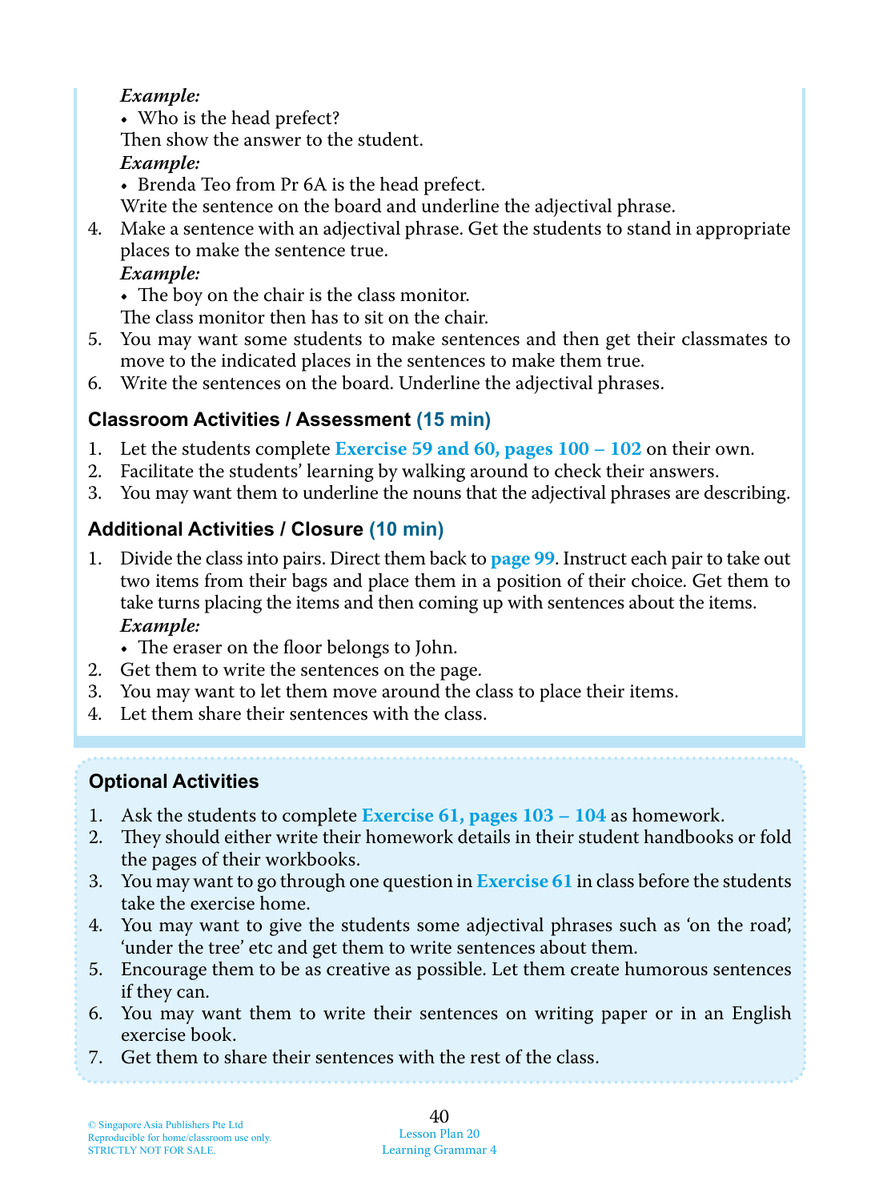*Example:*

- Who is the head prefect?

Then show the answer to the student.

*Example:*

- Brenda Teo from Pr 6A is the head prefect.

Write the sentence on the board and underline the adjectival phrase.

4. Make a sentence with an adjectival phrase. Get the students to stand in appropriate places to make the sentence true.

   *Example:*
   - The boy on the chair is the class monitor.

   The class monitor then has to sit on the chair.
5. You may want some students to make sentences and then get their classmates to move to the indicated places in the sentences to make them true.
6. Write the sentences on the board. Underline the adjectival phrases.

### Classroom Activities / Assessment (15 min)

1. Let the students complete **Exercise 59 and 60, pages 100 – 102** on their own.
2. Facilitate the students' learning by walking around to check their answers.
3. You may want them to underline the nouns that the adjectival phrases are describing.

### Additional Activities / Closure (10 min)

1. Divide the class into pairs. Direct them back to **page 99**. Instruct each pair to take out two items from their bags and place them in a position of their choice. Get them to take turns placing the items and then coming up with sentences about the items.

   *Example:*
   - The eraser on the floor belongs to John.
2. Get them to write the sentences on the page.
3. You may want to let them move around the class to place their items.
4. Let them share their sentences with the class.

### Optional Activities

1. Ask the students to complete **Exercise 61, pages 103 – 104** as homework.
2. They should either write their homework details in their student handbooks or fold the pages of their workbooks.
3. You may want to go through one question in **Exercise 61** in class before the students take the exercise home.
4. You may want to give the students some adjectival phrases such as 'on the road', 'under the tree' etc and get them to write sentences about them.
5. Encourage them to be as creative as possible. Let them create humorous sentences if they can.
6. You may want them to write their sentences on writing paper or in an English exercise book.
7. Get them to share their sentences with the rest of the class.